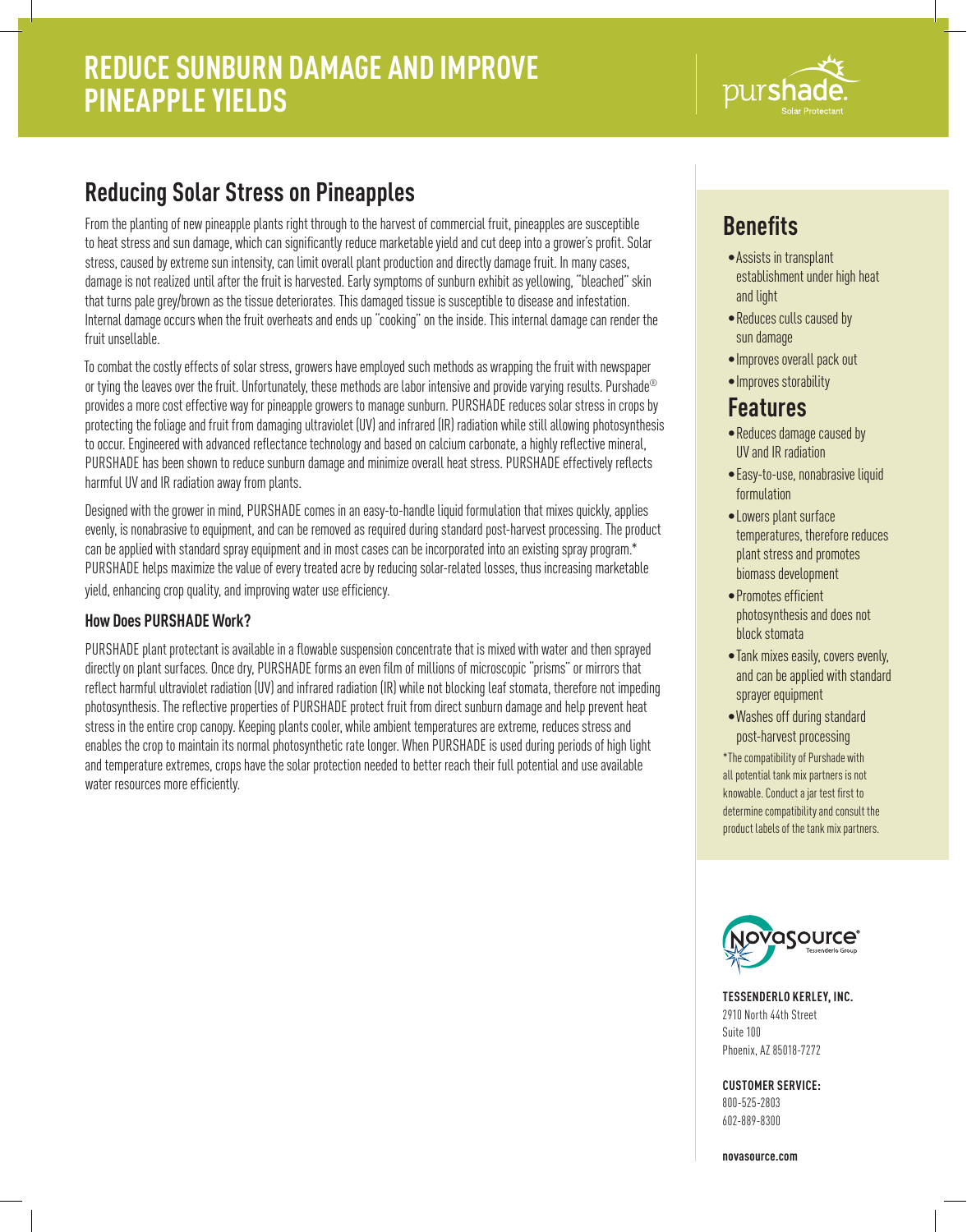# REDUCE SUNBURN DAMAGE AND IMPROVE PINEAPPLE YIELDS

purshade. Solar Protectant

## Reducing Solar Stress on Pineapples

From the planting of new pineapple plants right through to the harvest of commercial fruit, pineapples are susceptible to heat stress and sun damage, which can significantly reduce marketable yield and cut deep into a grower's profit. Solar stress, caused by extreme sun intensity, can limit overall plant production and directly damage fruit. In many cases, damage is not realized until after the fruit is harvested. Early symptoms of sunburn exhibit as yellowing, "bleached" skin that turns pale grey/brown as the tissue deteriorates. This damaged tissue is susceptible to disease and infestation. Internal damage occurs when the fruit overheats and ends up "cooking" on the inside. This internal damage can render the fruit unsellable.

To combat the costly effects of solar stress, growers have employed such methods as wrapping the fruit with newspaper or tying the leaves over the fruit. Unfortunately, these methods are labor intensive and provide varying results. Purshade® provides a more cost effective way for pineapple growers to manage sunburn. PURSHADE reduces solar stress in crops by protecting the foliage and fruit from damaging ultraviolet (UV) and infrared (IR) radiation while still allowing photosynthesis to occur. Engineered with advanced reflectance technology and based on calcium carbonate, a highly reflective mineral, PURSHADE has been shown to reduce sunburn damage and minimize overall heat stress. PURSHADE effectively reflects harmful UV and IR radiation away from plants.

Designed with the grower in mind, PURSHADE comes in an easy-to-handle liquid formulation that mixes quickly, applies evenly, is nonabrasive to equipment, and can be removed as required during standard post-harvest processing. The product can be applied with standard spray equipment and in most cases can be incorporated into an existing spray program.* PURSHADE helps maximize the value of every treated acre by reducing solar-related losses, thus increasing marketable yield, enhancing crop quality, and improving water use efficiency.

### How Does PURSHADE Work?

PURSHADE plant protectant is available in a flowable suspension concentrate that is mixed with water and then sprayed directly on plant surfaces. Once dry, PURSHADE forms an even film of millions of microscopic "prisms" or mirrors that reflect harmful ultraviolet radiation (UV) and infrared radiation (IR) while not blocking leaf stomata, therefore not impeding photosynthesis. The reflective properties of PURSHADE protect fruit from direct sunburn damage and help prevent heat stress in the entire crop canopy. Keeping plants cooler, while ambient temperatures are extreme, reduces stress and enables the crop to maintain its normal photosynthetic rate longer. When PURSHADE is used during periods of high light and temperature extremes, crops have the solar protection needed to better reach their full potential and use available water resources more efficiently.

## Benefits

- Assists in transplant establishment under high heat and light
- Reduces culls caused by sun damage
- Improves overall pack out
- Improves storability

## Features

- Reduces damage caused by UV and IR radiation
- Easy-to-use, nonabrasive liquid formulation
- Lowers plant surface temperatures, therefore reduces plant stress and promotes biomass development
- Promotes efficient photosynthesis and does not block stomata
- Tank mixes easily, covers evenly, and can be applied with standard sprayer equipment
- Washes off during standard post-harvest processing

*The compatibility of Purshade with all potential tank mix partners is not knowable. Conduct a jar test first to determine compatibility and consult the product labels of the tank mix partners.

NovaSource® Tessenderlo Group

**TESSENDERLO KERLEY, INC.**
2910 North 44th Street
Suite 100
Phoenix, AZ 85018-7272

**CUSTOMER SERVICE:**
800-525-2803
602-889-8300

**novasource.com**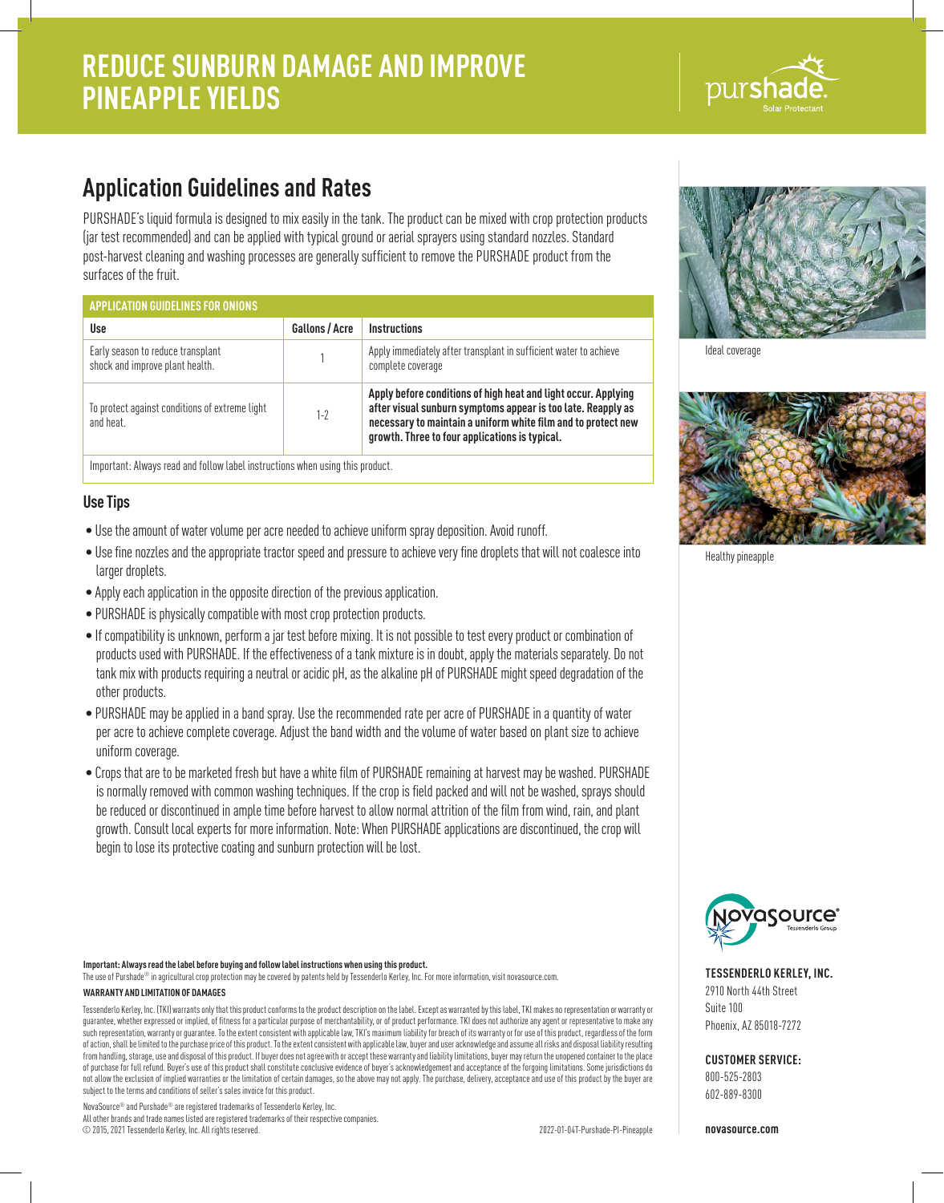# REDUCE SUNBURN DAMAGE AND IMPROVE PINEAPPLE YIELDS

purshade. Solar Protectant

## Application Guidelines and Rates

PURSHADE's liquid formula is designed to mix easily in the tank. The product can be mixed with crop protection products (jar test recommended) and can be applied with typical ground or aerial sprayers using standard nozzles. Standard post-harvest cleaning and washing processes are generally sufficient to remove the PURSHADE product from the surfaces of the fruit.

| APPLICATION GUIDELINES FOR ONIONS | | |
|---|---|---|
| **Use** | **Gallons / Acre** | **Instructions** |
| Early season to reduce transplant shock and improve plant health. | 1 | Apply immediately after transplant in sufficient water to achieve complete coverage |
| To protect against conditions of extreme light and heat. | 1-2 | **Apply before conditions of high heat and light occur. Applying after visual sunburn symptoms appear is too late. Reapply as necessary to maintain a uniform white film and to protect new growth. Three to four applications is typical.** |
| Important: Always read and follow label instructions when using this product. | | |

### Use Tips

- Use the amount of water volume per acre needed to achieve uniform spray deposition. Avoid runoff.
- Use fine nozzles and the appropriate tractor speed and pressure to achieve very fine droplets that will not coalesce into larger droplets.
- Apply each application in the opposite direction of the previous application.
- PURSHADE is physically compatible with most crop protection products.
- If compatibility is unknown, perform a jar test before mixing. It is not possible to test every product or combination of products used with PURSHADE. If the effectiveness of a tank mixture is in doubt, apply the materials separately. Do not tank mix with products requiring a neutral or acidic pH, as the alkaline pH of PURSHADE might speed degradation of the other products.
- PURSHADE may be applied in a band spray. Use the recommended rate per acre of PURSHADE in a quantity of water per acre to achieve complete coverage. Adjust the band width and the volume of water based on plant size to achieve uniform coverage.
- Crops that are to be marketed fresh but have a white film of PURSHADE remaining at harvest may be washed. PURSHADE is normally removed with common washing techniques. If the crop is field packed and will not be washed, sprays should be reduced or discontinued in ample time before harvest to allow normal attrition of the film from wind, rain, and plant growth. Consult local experts for more information. Note: When PURSHADE applications are discontinued, the crop will begin to lose its protective coating and sunburn protection will be lost.

Ideal coverage

Healthy pineapple

**Important: Always read the label before buying and follow label instructions when using this product.**
The use of Purshade® in agricultural crop protection may be covered by patents held by Tessenderlo Kerley, Inc. For more information, visit novasource.com.

**WARRANTY AND LIMITATION OF DAMAGES**

Tessenderlo Kerley, Inc. (TKI) warrants only that this product conforms to the product description on the label. Except as warranted by this label, TKI makes no representation or warranty or guarantee, whether expressed or implied, of fitness for a particular purpose of merchantability, or of product performance. TKI does not authorize any agent or representative to make any such representation, warranty or guarantee. To the extent consistent with applicable law, TKI's maximum liability for breach of its warranty or for use of this product, regardless of the form of action, shall be limited to the purchase price of this product. To the extent consistent with applicable law, buyer and user acknowledge and assume all risks and disposal liability resulting from handling, storage, use and disposal of this product. If buyer does not agree with or accept these warranty and liability limitations, buyer may return the unopened container to the place of purchase for full refund. Buyer's use of this product shall constitute conclusive evidence of buyer's acknowledgement and acceptance of the forgoing limitations. Some jurisdictions do not allow the exclusion of implied warranties or the limitation of certain damages, so the above may not apply. The purchase, delivery, acceptance and use of this product by the buyer are subject to the terms and conditions of seller's sales invoice for this product.

NovaSource® and Purshade® are registered trademarks of Tessenderlo Kerley, Inc.
All other brands and trade names listed are registered trademarks of their respective companies.
© 2015, 2021 Tessenderlo Kerley, Inc. All rights reserved.

2022-01-04T-Purshade-PI-Pineapple

NovaSource® Tessenderlo Group

**TESSENDERLO KERLEY, INC.**
2910 North 44th Street
Suite 100
Phoenix, AZ 85018-7272

**CUSTOMER SERVICE:**
800-525-2803
602-889-8300

**novasource.com**